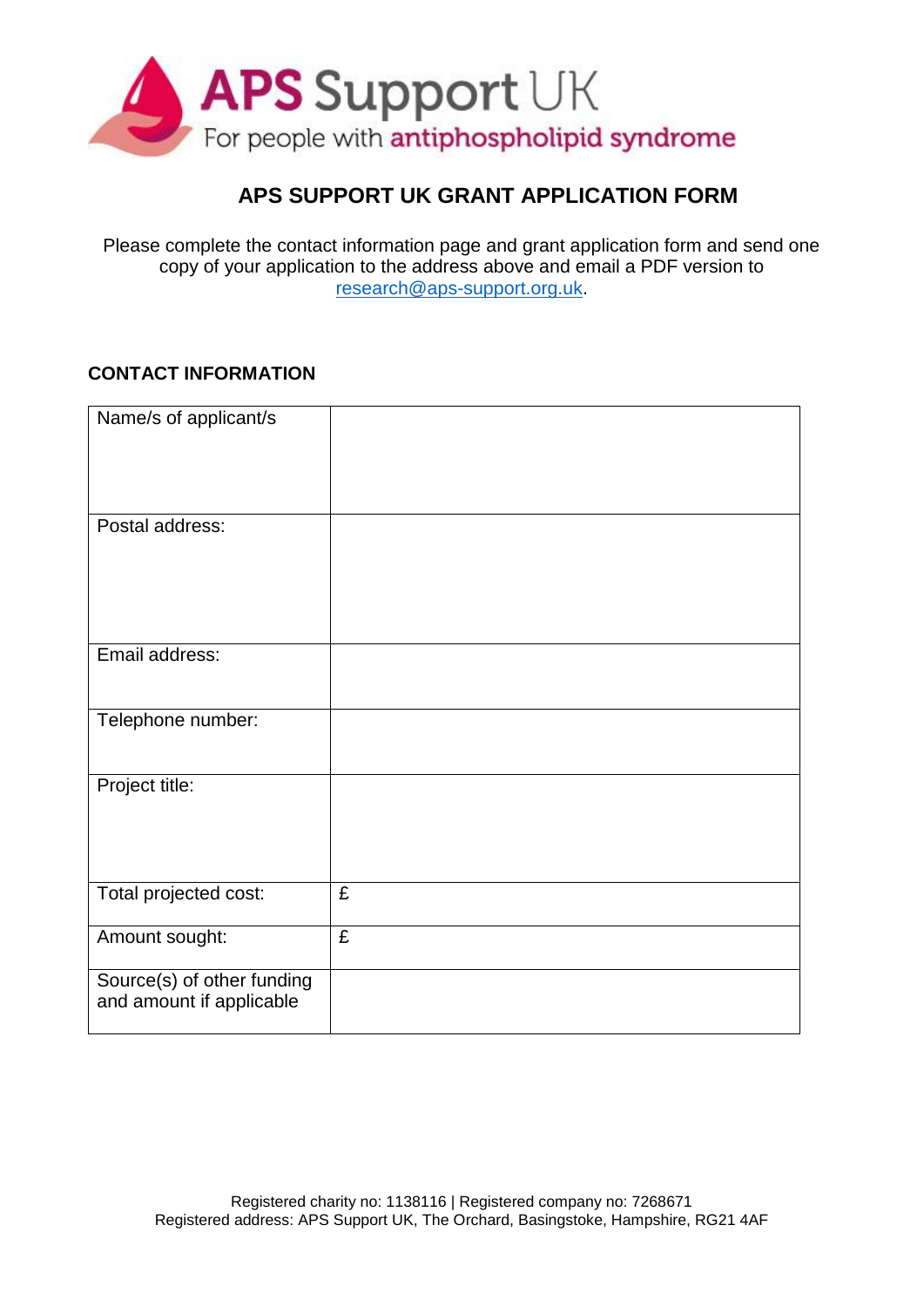APS Support UK

For people with antiphospholipid syndrome

# APS SUPPORT UK GRANT APPLICATION FORM

Please complete the contact information page and grant application form and send one copy of your application to the address above and email a PDF version to research@aps-support.org.uk.

## CONTACT INFORMATION

| | |
|---|---|
| Name/s of applicant/s | |
| Postal address: | |
| Email address: | |
| Telephone number: | |
| Project title: | |
| Total projected cost: | £ |
| Amount sought: | £ |
| Source(s) of other funding and amount if applicable | |

Registered charity no: 1138116 | Registered company no: 7268671
Registered address: APS Support UK, The Orchard, Basingstoke, Hampshire, RG21 4AF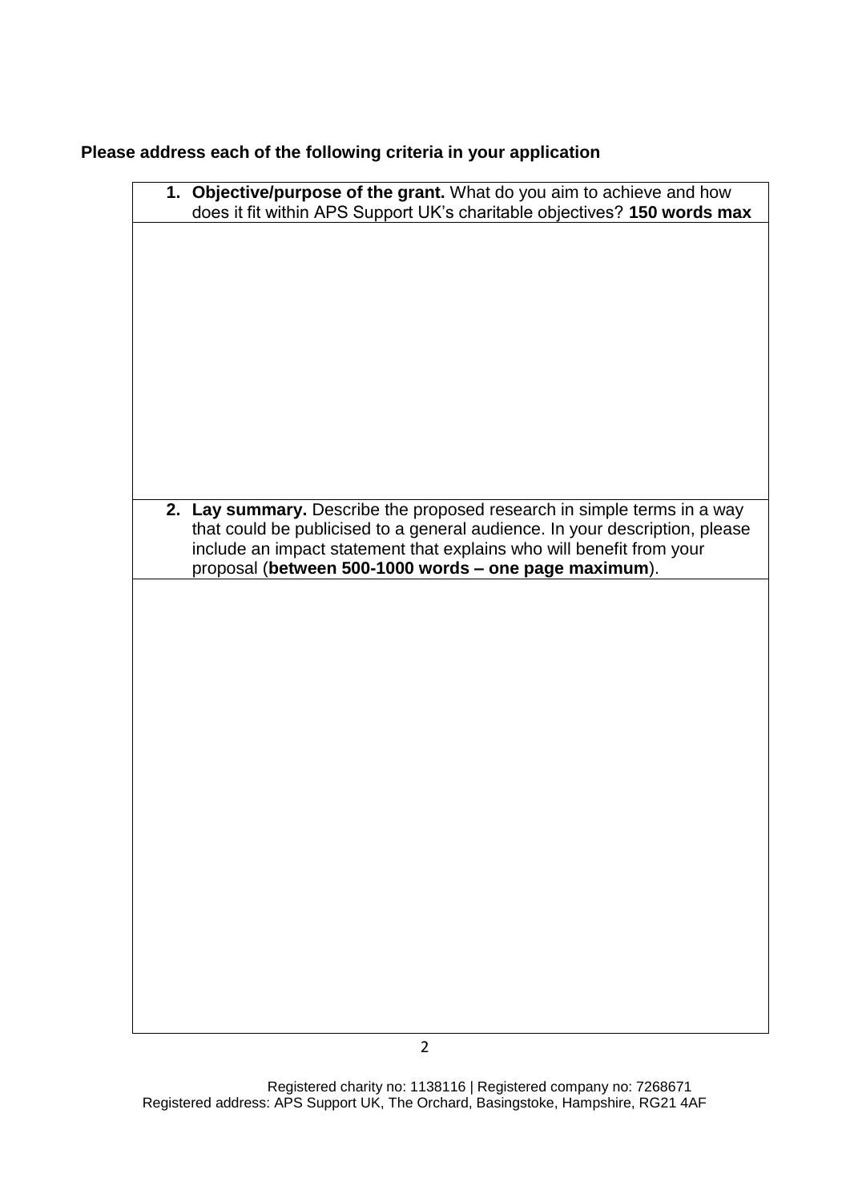**Please address each of the following criteria in your application**

| 1. **Objective/purpose of the grant.** What do you aim to achieve and how does it fit within APS Support UK's charitable objectives? **150 words max** |
| --- |
| |
| 2. **Lay summary.** Describe the proposed research in simple terms in a way that could be publicised to a general audience. In your description, please include an impact statement that explains who will benefit from your proposal (**between 500-1000 words – one page maximum**). |
| |

Registered charity no: 1138116 | Registered company no: 7268671
Registered address: APS Support UK, The Orchard, Basingstoke, Hampshire, RG21 4AF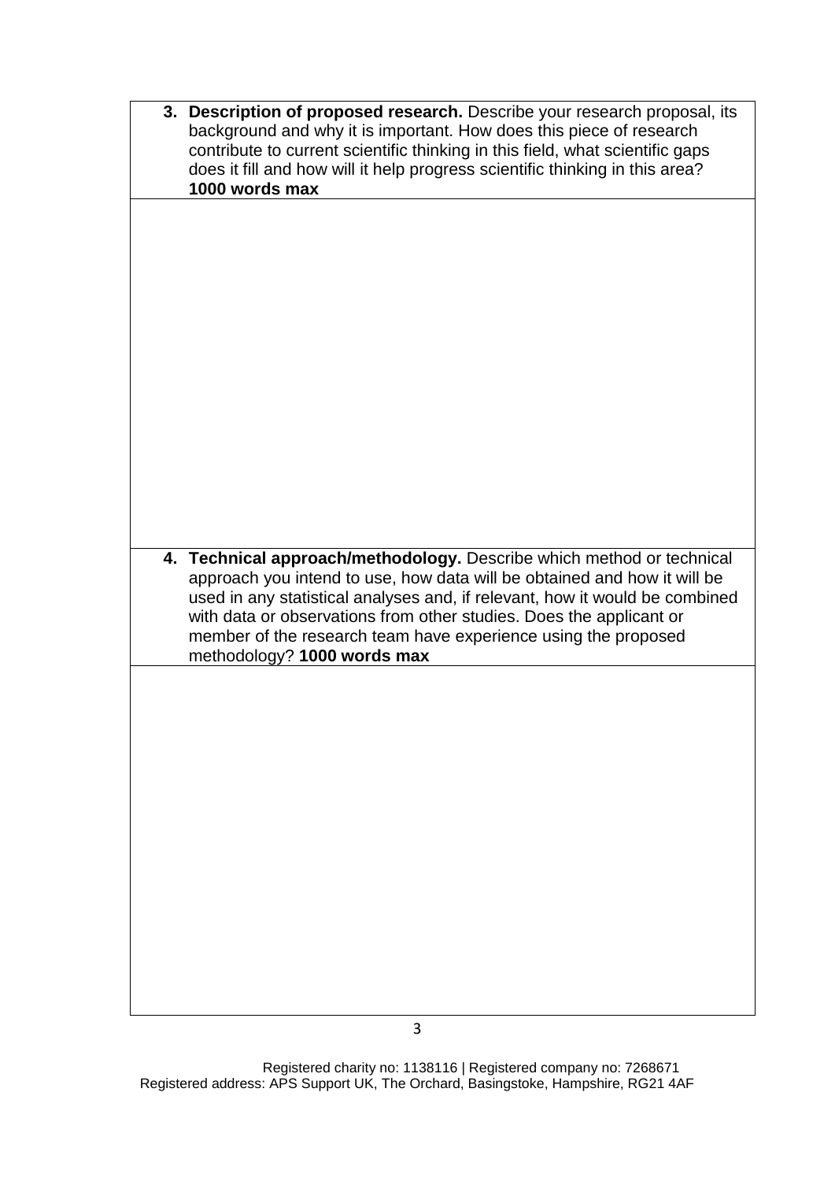| 3. **Description of proposed research.** Describe your research proposal, its background and why it is important. How does this piece of research contribute to current scientific thinking in this field, what scientific gaps does it fill and how will it help progress scientific thinking in this area? **1000 words max** |
| --- |
| |
| 4. **Technical approach/methodology.** Describe which method or technical approach you intend to use, how data will be obtained and how it will be used in any statistical analyses and, if relevant, how it would be combined with data or observations from other studies. Does the applicant or member of the research team have experience using the proposed methodology? **1000 words max** |
| |

Registered charity no: 1138116 | Registered company no: 7268671
Registered address: APS Support UK, The Orchard, Basingstoke, Hampshire, RG21 4AF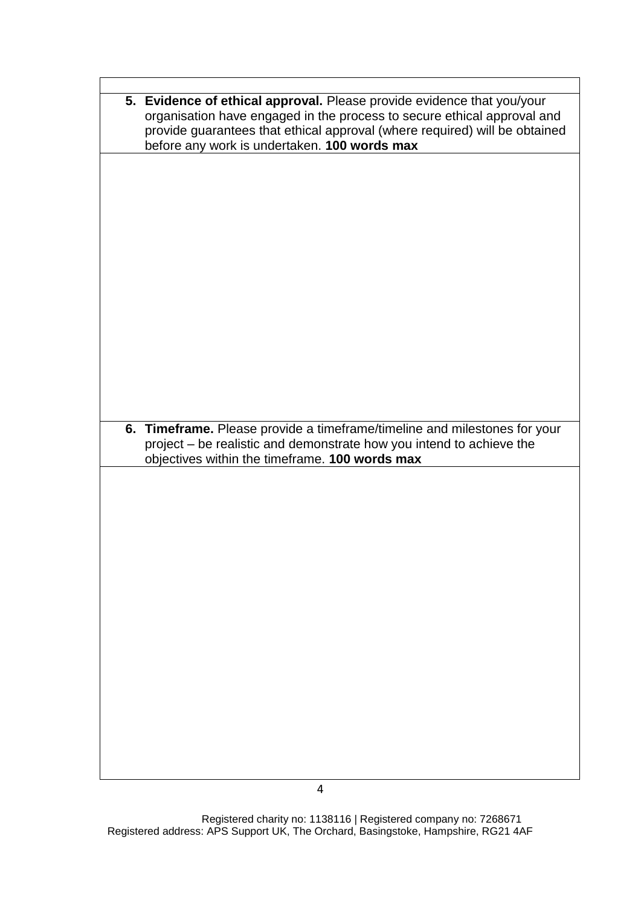| |
|---|
| 5. **Evidence of ethical approval.** Please provide evidence that you/your organisation have engaged in the process to secure ethical approval and provide guarantees that ethical approval (where required) will be obtained before any work is undertaken. **100 words max** |
| |
| 6. **Timeframe.** Please provide a timeframe/timeline and milestones for your project – be realistic and demonstrate how you intend to achieve the objectives within the timeframe. **100 words max** |
| |

Registered charity no: 1138116 | Registered company no: 7268671
Registered address: APS Support UK, The Orchard, Basingstoke, Hampshire, RG21 4AF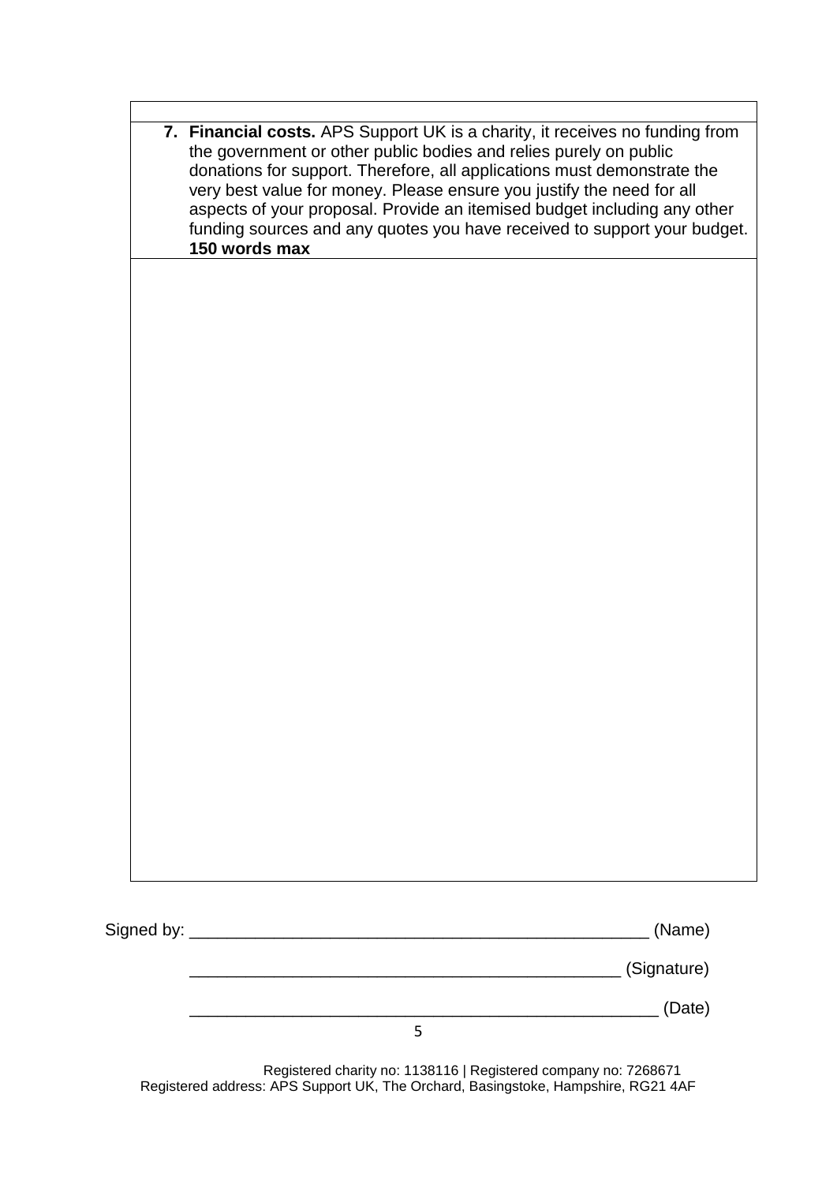| |
|---|
| **7. Financial costs.** APS Support UK is a charity, it receives no funding from the government or other public bodies and relies purely on public donations for support. Therefore, all applications must demonstrate the very best value for money. Please ensure you justify the need for all aspects of your proposal. Provide an itemised budget including any other funding sources and any quotes you have received to support your budget. **150 words max** |
| |

Signed by: ___________________________________________________ (Name)

_______________________________________________ (Signature)

____________________________________________________ (Date)

Registered charity no: 1138116 | Registered company no: 7268671
Registered address: APS Support UK, The Orchard, Basingstoke, Hampshire, RG21 4AF